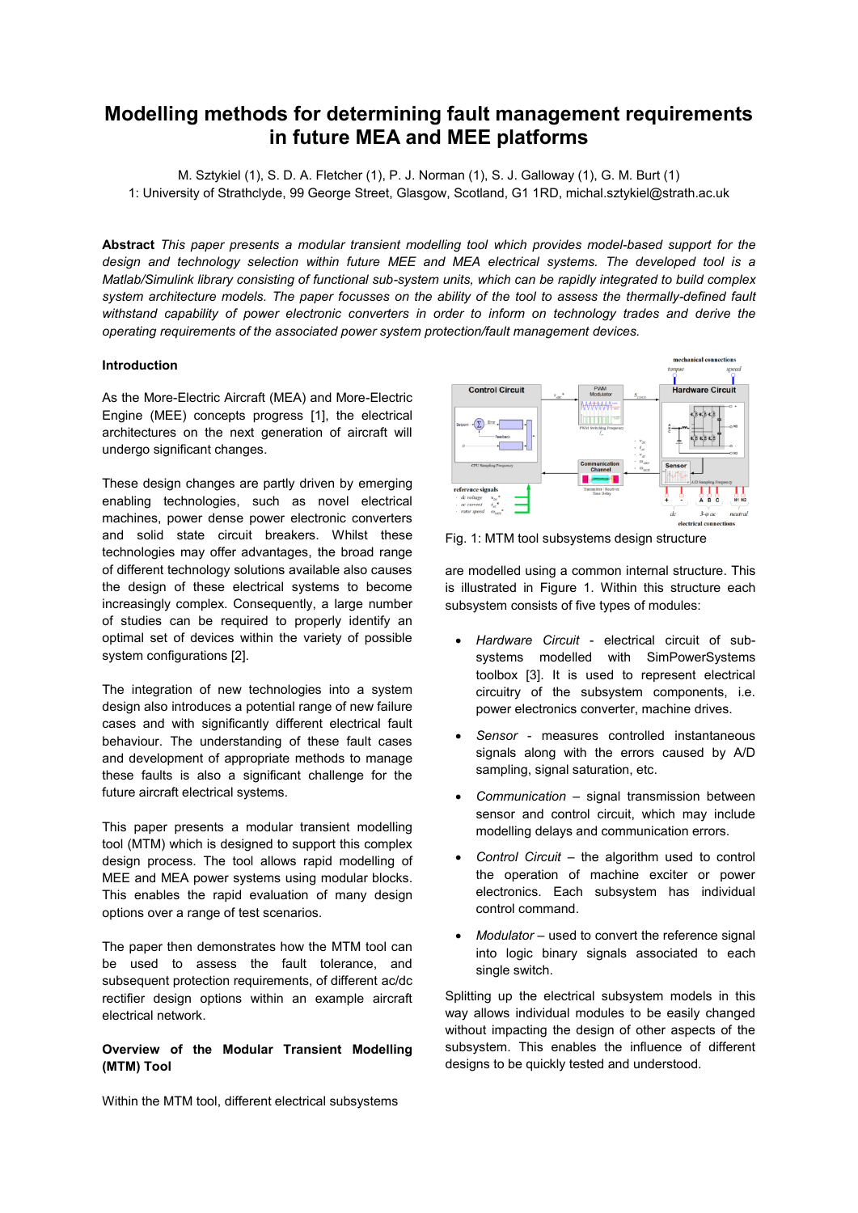# Modelling methods for determining fault management requirements in future MEA and MEE platforms

M. Sztykiel (1), S. D. A. Fletcher (1), P. J. Norman (1), S. J. Galloway (1), G. M. Burt (1)
1: University of Strathclyde, 99 George Street, Glasgow, Scotland, G1 1RD, michal.sztykiel@strath.ac.uk

**Abstract** *This paper presents a modular transient modelling tool which provides model-based support for the design and technology selection within future MEE and MEA electrical systems. The developed tool is a Matlab/Simulink library consisting of functional sub-system units, which can be rapidly integrated to build complex system architecture models. The paper focusses on the ability of the tool to assess the thermally-defined fault withstand capability of power electronic converters in order to inform on technology trades and derive the operating requirements of the associated power system protection/fault management devices.*

## Introduction

As the More-Electric Aircraft (MEA) and More-Electric Engine (MEE) concepts progress [1], the electrical architectures on the next generation of aircraft will undergo significant changes.

These design changes are partly driven by emerging enabling technologies, such as novel electrical machines, power dense power electronic converters and solid state circuit breakers. Whilst these technologies may offer advantages, the broad range of different technology solutions available also causes the design of these electrical systems to become increasingly complex. Consequently, a large number of studies can be required to properly identify an optimal set of devices within the variety of possible system configurations [2].

The integration of new technologies into a system design also introduces a potential range of new failure cases and with significantly different electrical fault behaviour. The understanding of these fault cases and development of appropriate methods to manage these faults is also a significant challenge for the future aircraft electrical systems.

This paper presents a modular transient modelling tool (MTM) which is designed to support this complex design process. The tool allows rapid modelling of MEE and MEA power systems using modular blocks. This enables the rapid evaluation of many design options over a range of test scenarios.

The paper then demonstrates how the MTM tool can be used to assess the fault tolerance, and subsequent protection requirements, of different ac/dc rectifier design options within an example aircraft electrical network.

## Overview of the Modular Transient Modelling (MTM) Tool

Within the MTM tool, different electrical subsystems are modelled using a common internal structure. This is illustrated in Figure 1. Within this structure each subsystem consists of five types of modules:

Fig. 1: MTM tool subsystems design structure

- *Hardware Circuit* - electrical circuit of sub-systems modelled with SimPowerSystems toolbox [3]. It is used to represent electrical circuitry of the subsystem components, i.e. power electronics converter, machine drives.
- *Sensor* - measures controlled instantaneous signals along with the errors caused by A/D sampling, signal saturation, etc.
- *Communication* – signal transmission between sensor and control circuit, which may include modelling delays and communication errors.
- *Control Circuit* – the algorithm used to control the operation of machine exciter or power electronics. Each subsystem has individual control command.
- *Modulator* – used to convert the reference signal into logic binary signals associated to each single switch.

Splitting up the electrical subsystem models in this way allows individual modules to be easily changed without impacting the design of other aspects of the subsystem. This enables the influence of different designs to be quickly tested and understood.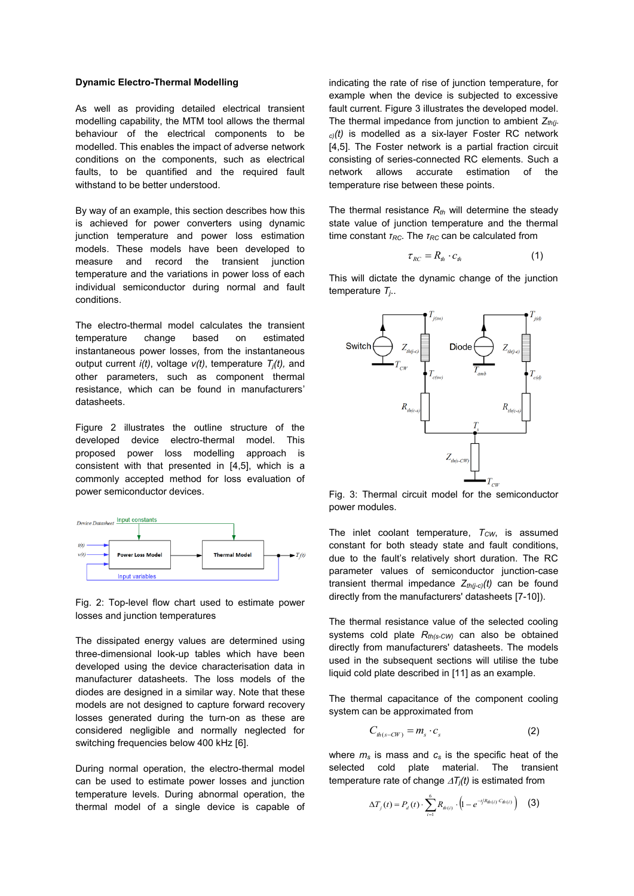**Dynamic Electro-Thermal Modelling**

As well as providing detailed electrical transient modelling capability, the MTM tool allows the thermal behaviour of the electrical components to be modelled. This enables the impact of adverse network conditions on the components, such as electrical faults, to be quantified and the required fault withstand to be better understood.

By way of an example, this section describes how this is achieved for power converters using dynamic junction temperature and power loss estimation models. These models have been developed to measure and record the transient junction temperature and the variations in power loss of each individual semiconductor during normal and fault conditions.

The electro-thermal model calculates the transient temperature change based on estimated instantaneous power losses, from the instantaneous output current *i(t)*, voltage *v(t)*, temperature $T_j(t)$, and other parameters, such as component thermal resistance, which can be found in manufacturers' datasheets.

Figure 2 illustrates the outline structure of the developed device electro-thermal model. This proposed power loss modelling approach is consistent with that presented in [4,5], which is a commonly accepted method for loss evaluation of power semiconductor devices.

Fig. 2: Top-level flow chart used to estimate power losses and junction temperatures

The dissipated energy values are determined using three-dimensional look-up tables which have been developed using the device characterisation data in manufacturer datasheets. The loss models of the diodes are designed in a similar way. Note that these models are not designed to capture forward recovery losses generated during the turn-on as these are considered negligible and normally neglected for switching frequencies below 400 kHz [6].

During normal operation, the electro-thermal model can be used to estimate power losses and junction temperature levels. During abnormal operation, the thermal model of a single device is capable of indicating the rate of rise of junction temperature, for example when the device is subjected to excessive fault current. Figure 3 illustrates the developed model. The thermal impedance from junction to ambient $Z_{th(j-c)}(t)$ is modelled as a six-layer Foster RC network [4,5]. The Foster network is a partial fraction circuit consisting of series-connected RC elements. Such a network allows accurate estimation of the temperature rise between these points.

The thermal resistance $R_{th}$ will determine the steady state value of junction temperature and the thermal time constant $\tau_{RC}$. The $\tau_{RC}$ can be calculated from

$$\tau_{RC} = R_{th} \cdot c_{th} \qquad (1)$$

This will dictate the dynamic change of the junction temperature $T_j$..

Fig. 3: Thermal circuit model for the semiconductor power modules.

The inlet coolant temperature, $T_{CW}$, is assumed constant for both steady state and fault conditions, due to the fault's relatively short duration. The RC parameter values of semiconductor junction-case transient thermal impedance $Z_{th(j-c)}(t)$ can be found directly from the manufacturers' datasheets [7-10]).

The thermal resistance value of the selected cooling systems cold plate $R_{th(s-CW)}$ can also be obtained directly from manufacturers' datasheets. The models used in the subsequent sections will utilise the tube liquid cold plate described in [11] as an example.

The thermal capacitance of the component cooling system can be approximated from

$$C_{th(s-CW)} = m_s \cdot c_s \qquad (2)$$

where $m_s$ is mass and $c_s$ is the specific heat of the selected cold plate material. The transient temperature rate of change $\Delta T_j(t)$ is estimated from

$$\Delta T_j(t) = P_d(t) \cdot \sum_{i=1}^{6} R_{th(i)} \cdot \left(1 - e^{-t/R_{th(i)} \cdot C_{th(i)}}\right) \qquad (3)$$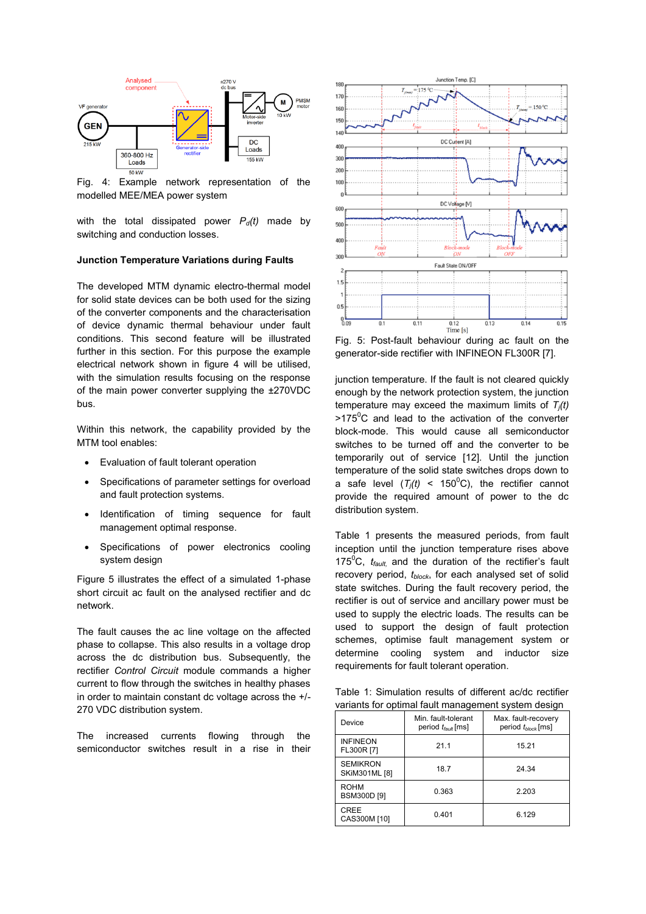Fig. 4: Example network representation of the modelled MEE/MEA power system

with the total dissipated power $P_d(t)$ made by switching and conduction losses.

### Junction Temperature Variations during Faults

The developed MTM dynamic electro-thermal model for solid state devices can be both used for the sizing of the converter components and the characterisation of device dynamic thermal behaviour under fault conditions. This second feature will be illustrated further in this section. For this purpose the example electrical network shown in figure 4 will be utilised, with the simulation results focusing on the response of the main power converter supplying the ±270VDC bus.

Within this network, the capability provided by the MTM tool enables:

- Evaluation of fault tolerant operation
- Specifications of parameter settings for overload and fault protection systems.
- Identification of timing sequence for fault management optimal response.
- Specifications of power electronics cooling system design

Figure 5 illustrates the effect of a simulated 1-phase short circuit ac fault on the analysed rectifier and dc network.

The fault causes the ac line voltage on the affected phase to collapse. This also results in a voltage drop across the dc distribution bus. Subsequently, the rectifier *Control Circuit* module commands a higher current to flow through the switches in healthy phases in order to maintain constant dc voltage across the +/-270 VDC distribution system.

The increased currents flowing through the semiconductor switches result in a rise in their junction temperature. If the fault is not cleared quickly enough by the network protection system, the junction temperature may exceed the maximum limits of $T_j(t)$ >175$^0$C and lead to the activation of the converter block-mode. This would cause all semiconductor switches to be turned off and the converter to be temporarily out of service [12]. Until the junction temperature of the solid state switches drops down to a safe level ($T_j(t)$ < 150$^0$C), the rectifier cannot provide the required amount of power to the dc distribution system.

Fig. 5: Post-fault behaviour during ac fault on the generator-side rectifier with INFINEON FL300R [7].

Table 1 presents the measured periods, from fault inception until the junction temperature rises above 175$^0$C, $t_{fault,}$ and the duration of the rectifier's fault recovery period, $t_{block}$, for each analysed set of solid state switches. During the fault recovery period, the rectifier is out of service and ancillary power must be used to supply the electric loads. The results can be used to support the design of fault protection schemes, optimise fault management system or determine cooling system and inductor size requirements for fault tolerant operation.

Table 1: Simulation results of different ac/dc rectifier variants for optimal fault management system design

| Device | Min. fault-tolerant period $t_{fault}$ [ms] | Max. fault-recovery period $t_{block}$ [ms] |
|---|---|---|
| INFINEON FL300R [7] | 21.1 | 15.21 |
| SEMIKRON SKiM301ML [8] | 18.7 | 24.34 |
| ROHM BSM300D [9] | 0.363 | 2.203 |
| CREE CAS300M [10] | 0.401 | 6.129 |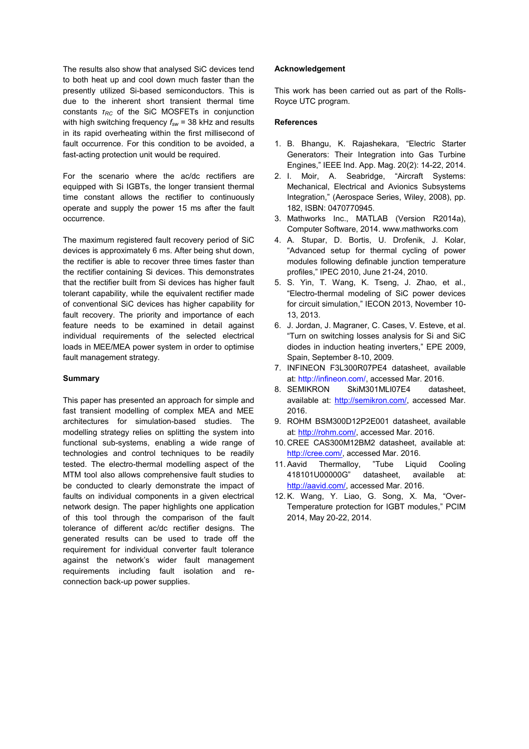The results also show that analysed SiC devices tend to both heat up and cool down much faster than the presently utilized Si-based semiconductors. This is due to the inherent short transient thermal time constants $\tau_{RC}$ of the SiC MOSFETs in conjunction with high switching frequency $f_{sw}$ = 38 kHz and results in its rapid overheating within the first millisecond of fault occurrence. For this condition to be avoided, a fast-acting protection unit would be required.

For the scenario where the ac/dc rectifiers are equipped with Si IGBTs, the longer transient thermal time constant allows the rectifier to continuously operate and supply the power 15 ms after the fault occurrence.

The maximum registered fault recovery period of SiC devices is approximately 6 ms. After being shut down, the rectifier is able to recover three times faster than the rectifier containing Si devices. This demonstrates that the rectifier built from Si devices has higher fault tolerant capability, while the equivalent rectifier made of conventional SiC devices has higher capability for fault recovery. The priority and importance of each feature needs to be examined in detail against individual requirements of the selected electrical loads in MEE/MEA power system in order to optimise fault management strategy.

**Summary**

This paper has presented an approach for simple and fast transient modelling of complex MEA and MEE architectures for simulation-based studies. The modelling strategy relies on splitting the system into functional sub-systems, enabling a wide range of technologies and control techniques to be readily tested. The electro-thermal modelling aspect of the MTM tool also allows comprehensive fault studies to be conducted to clearly demonstrate the impact of faults on individual components in a given electrical network design. The paper highlights one application of this tool through the comparison of the fault tolerance of different ac/dc rectifier designs. The generated results can be used to trade off the requirement for individual converter fault tolerance against the network's wider fault management requirements including fault isolation and re-connection back-up power supplies.

**Acknowledgement**

This work has been carried out as part of the Rolls-Royce UTC program.

**References**

1. B. Bhangu, K. Rajashekara, "Electric Starter Generators: Their Integration into Gas Turbine Engines," IEEE Ind. App. Mag. 20(2): 14-22, 2014.
2. I. Moir, A. Seabridge, "Aircraft Systems: Mechanical, Electrical and Avionics Subsystems Integration," (Aerospace Series, Wiley, 2008), pp. 182, ISBN: 0470770945.
3. Mathworks Inc., MATLAB (Version R2014a), Computer Software, 2014. www.mathworks.com
4. A. Stupar, D. Bortis, U. Drofenik, J. Kolar, "Advanced setup for thermal cycling of power modules following definable junction temperature profiles," IPEC 2010, June 21-24, 2010.
5. S. Yin, T. Wang, K. Tseng, J. Zhao, et al., "Electro-thermal modeling of SiC power devices for circuit simulation," IECON 2013, November 10-13, 2013.
6. J. Jordan, J. Magraner, C. Cases, V. Esteve, et al. "Turn on switching losses analysis for Si and SiC diodes in induction heating inverters," EPE 2009, Spain, September 8-10, 2009.
7. INFINEON F3L300R07PE4 datasheet, available at: http://infineon.com/, accessed Mar. 2016.
8. SEMIKRON SkiM301MLI07E4 datasheet, available at: http://semikron.com/, accessed Mar. 2016.
9. ROHM BSM300D12P2E001 datasheet, available at: http://rohm.com/, accessed Mar. 2016.
10. CREE CAS300M12BM2 datasheet, available at: http://cree.com/, accessed Mar. 2016.
11. Aavid Thermalloy, "Tube Liquid Cooling 418101U00000G" datasheet, available at: http://aavid.com/, accessed Mar. 2016.
12. K. Wang, Y. Liao, G. Song, X. Ma, "Over-Temperature protection for IGBT modules," PCIM 2014, May 20-22, 2014.